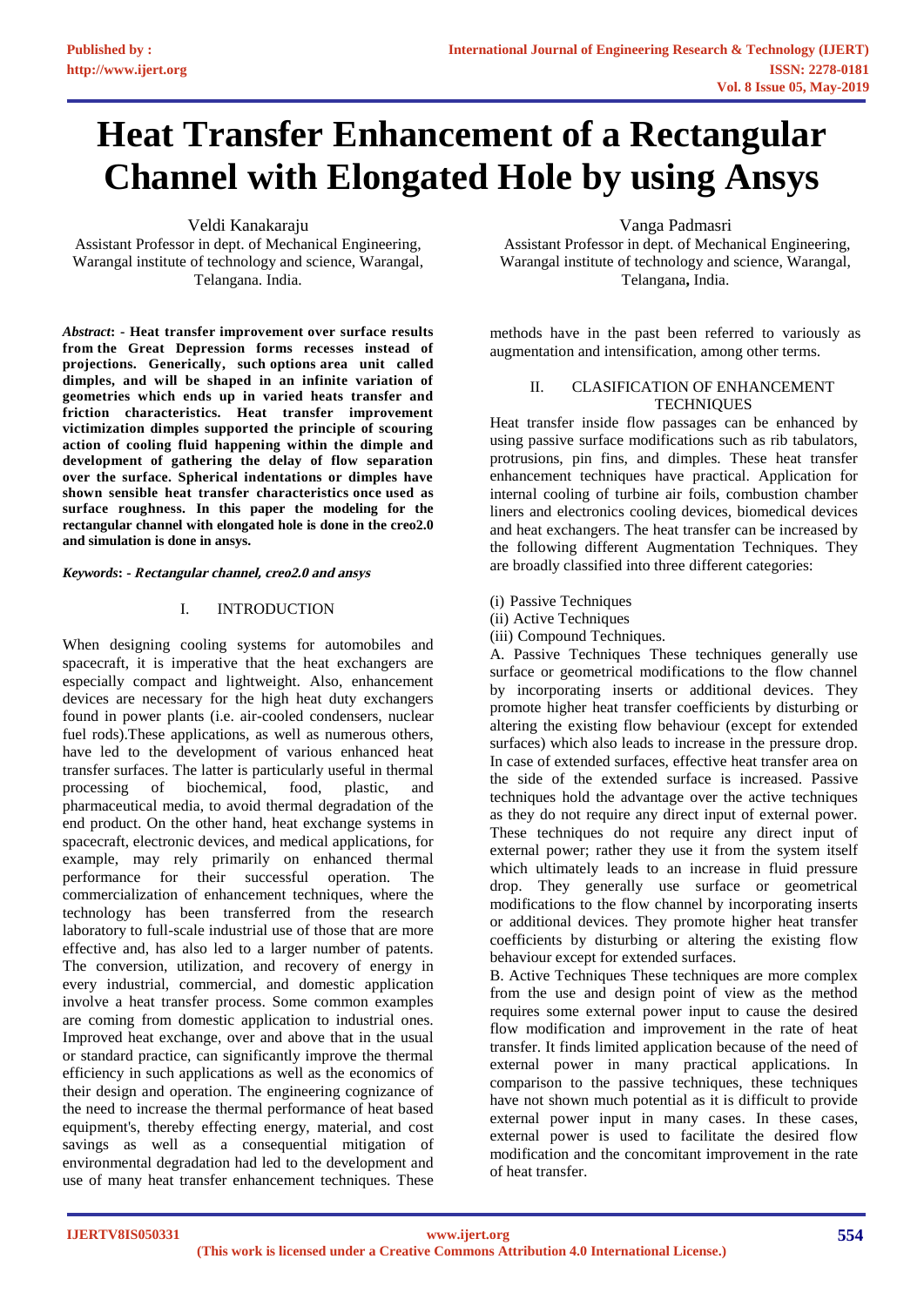# Heat Transfer Enhancement of a Rectangular Channel with Elongated Hole by using Ansys

Veldi Kanakaraju
Assistant Professor in dept. of Mechanical Engineering,
Warangal institute of technology and science, Warangal,
Telangana. India.

Vanga Padmasri
Assistant Professor in dept. of Mechanical Engineering,
Warangal institute of technology and science, Warangal,
Telangana, India.

***Abstract*: - Heat transfer improvement over surface results from the Great Depression forms recesses instead of projections. Generically, such options area unit called dimples, and will be shaped in an infinite variation of geometries which ends up in varied heats transfer and friction characteristics. Heat transfer improvement victimization dimples supported the principle of scouring action of cooling fluid happening within the dimple and development of gathering the delay of flow separation over the surface. Spherical indentations or dimples have shown sensible heat transfer characteristics once used as surface roughness. In this paper the modeling for the rectangular channel with elongated hole is done in the creo2.0 and simulation is done in ansys.**

***Keywords*: - *Rectangular channel, creo2.0 and ansys***

## I. INTRODUCTION

When designing cooling systems for automobiles and spacecraft, it is imperative that the heat exchangers are especially compact and lightweight. Also, enhancement devices are necessary for the high heat duty exchangers found in power plants (i.e. air-cooled condensers, nuclear fuel rods).These applications, as well as numerous others, have led to the development of various enhanced heat transfer surfaces. The latter is particularly useful in thermal processing of biochemical, food, plastic, and pharmaceutical media, to avoid thermal degradation of the end product. On the other hand, heat exchange systems in spacecraft, electronic devices, and medical applications, for example, may rely primarily on enhanced thermal performance for their successful operation. The commercialization of enhancement techniques, where the technology has been transferred from the research laboratory to full-scale industrial use of those that are more effective and, has also led to a larger number of patents. The conversion, utilization, and recovery of energy in every industrial, commercial, and domestic application involve a heat transfer process. Some common examples are coming from domestic application to industrial ones. Improved heat exchange, over and above that in the usual or standard practice, can significantly improve the thermal efficiency in such applications as well as the economics of their design and operation. The engineering cognizance of the need to increase the thermal performance of heat based equipment's, thereby effecting energy, material, and cost savings as well as a consequential mitigation of environmental degradation had led to the development and use of many heat transfer enhancement techniques. These methods have in the past been referred to variously as augmentation and intensification, among other terms.

## II. CLASIFICATION OF ENHANCEMENT TECHNIQUES

Heat transfer inside flow passages can be enhanced by using passive surface modifications such as rib tabulators, protrusions, pin fins, and dimples. These heat transfer enhancement techniques have practical. Application for internal cooling of turbine air foils, combustion chamber liners and electronics cooling devices, biomedical devices and heat exchangers. The heat transfer can be increased by the following different Augmentation Techniques. They are broadly classified into three different categories:

(i) Passive Techniques
(ii) Active Techniques
(iii) Compound Techniques.

A. Passive Techniques These techniques generally use surface or geometrical modifications to the flow channel by incorporating inserts or additional devices. They promote higher heat transfer coefficients by disturbing or altering the existing flow behaviour (except for extended surfaces) which also leads to increase in the pressure drop. In case of extended surfaces, effective heat transfer area on the side of the extended surface is increased. Passive techniques hold the advantage over the active techniques as they do not require any direct input of external power. These techniques do not require any direct input of external power; rather they use it from the system itself which ultimately leads to an increase in fluid pressure drop. They generally use surface or geometrical modifications to the flow channel by incorporating inserts or additional devices. They promote higher heat transfer coefficients by disturbing or altering the existing flow behaviour except for extended surfaces.

B. Active Techniques These techniques are more complex from the use and design point of view as the method requires some external power input to cause the desired flow modification and improvement in the rate of heat transfer. It finds limited application because of the need of external power in many practical applications. In comparison to the passive techniques, these techniques have not shown much potential as it is difficult to provide external power input in many cases. In these cases, external power is used to facilitate the desired flow modification and the concomitant improvement in the rate of heat transfer.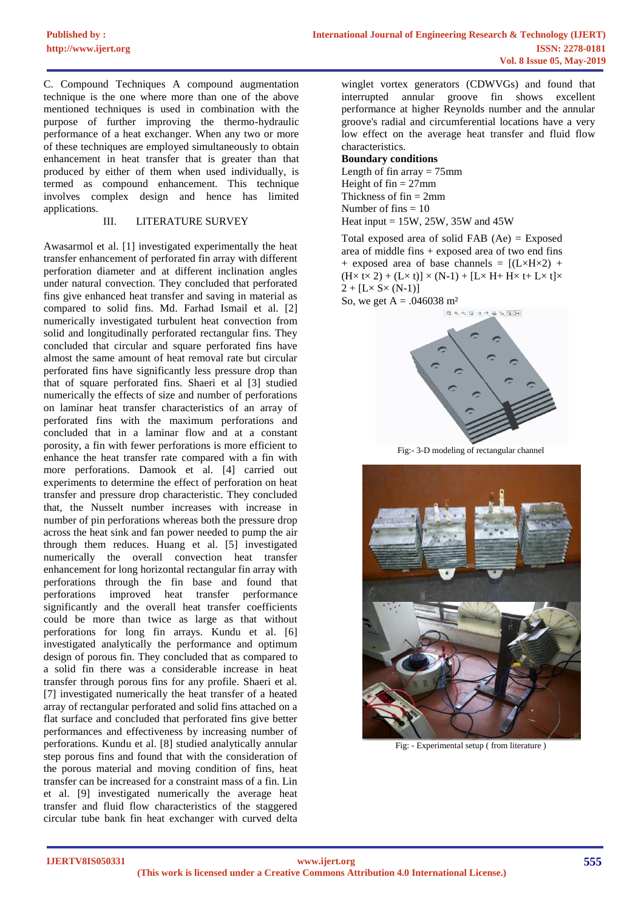C. Compound Techniques A compound augmentation technique is the one where more than one of the above mentioned techniques is used in combination with the purpose of further improving the thermo-hydraulic performance of a heat exchanger. When any two or more of these techniques are employed simultaneously to obtain enhancement in heat transfer that is greater than that produced by either of them when used individually, is termed as compound enhancement. This technique involves complex design and hence has limited applications.

## III. LITERATURE SURVEY

Awasarmol et al. [1] investigated experimentally the heat transfer enhancement of perforated fin array with different perforation diameter and at different inclination angles under natural convection. They concluded that perforated fins give enhanced heat transfer and saving in material as compared to solid fins. Md. Farhad Ismail et al. [2] numerically investigated turbulent heat convection from solid and longitudinally perforated rectangular fins. They concluded that circular and square perforated fins have almost the same amount of heat removal rate but circular perforated fins have significantly less pressure drop than that of square perforated fins. Shaeri et al [3] studied numerically the effects of size and number of perforations on laminar heat transfer characteristics of an array of perforated fins with the maximum perforations and concluded that in a laminar flow and at a constant porosity, a fin with fewer perforations is more efficient to enhance the heat transfer rate compared with a fin with more perforations. Damook et al. [4] carried out experiments to determine the effect of perforation on heat transfer and pressure drop characteristic. They concluded that, the Nusselt number increases with increase in number of pin perforations whereas both the pressure drop across the heat sink and fan power needed to pump the air through them reduces. Huang et al. [5] investigated numerically the overall convection heat transfer enhancement for long horizontal rectangular fin array with perforations through the fin base and found that perforations improved heat transfer performance significantly and the overall heat transfer coefficients could be more than twice as large as that without perforations for long fin arrays. Kundu et al. [6] investigated analytically the performance and optimum design of porous fin. They concluded that as compared to a solid fin there was a considerable increase in heat transfer through porous fins for any profile. Shaeri et al. [7] investigated numerically the heat transfer of a heated array of rectangular perforated and solid fins attached on a flat surface and concluded that perforated fins give better performances and effectiveness by increasing number of perforations. Kundu et al. [8] studied analytically annular step porous fins and found that with the consideration of the porous material and moving condition of fins, heat transfer can be increased for a constraint mass of a fin. Lin et al. [9] investigated numerically the average heat transfer and fluid flow characteristics of the staggered circular tube bank fin heat exchanger with curved delta winglet vortex generators (CDWVGs) and found that interrupted annular groove fin shows excellent performance at higher Reynolds number and the annular groove's radial and circumferential locations have a very low effect on the average heat transfer and fluid flow characteristics.

**Boundary conditions**

Length of fin array = 75mm
Height of fin = 27mm
Thickness of fin = 2mm
Number of fins = 10
Heat input = 15W, 25W, 35W and 45W

Total exposed area of solid FAB (Ae) = Exposed area of middle fins + exposed area of two end fins + exposed area of base channels = $[(L\times H\times 2) + (H\times t\times 2) + (L\times t)] \times (N-1) + [L\times H + H\times t + L\times t]\times 2 + [L\times S\times (N-1)]$

So, we get A = .046038 m²

Fig:- 3-D modeling of rectangular channel

Fig: - Experimental setup ( from literature )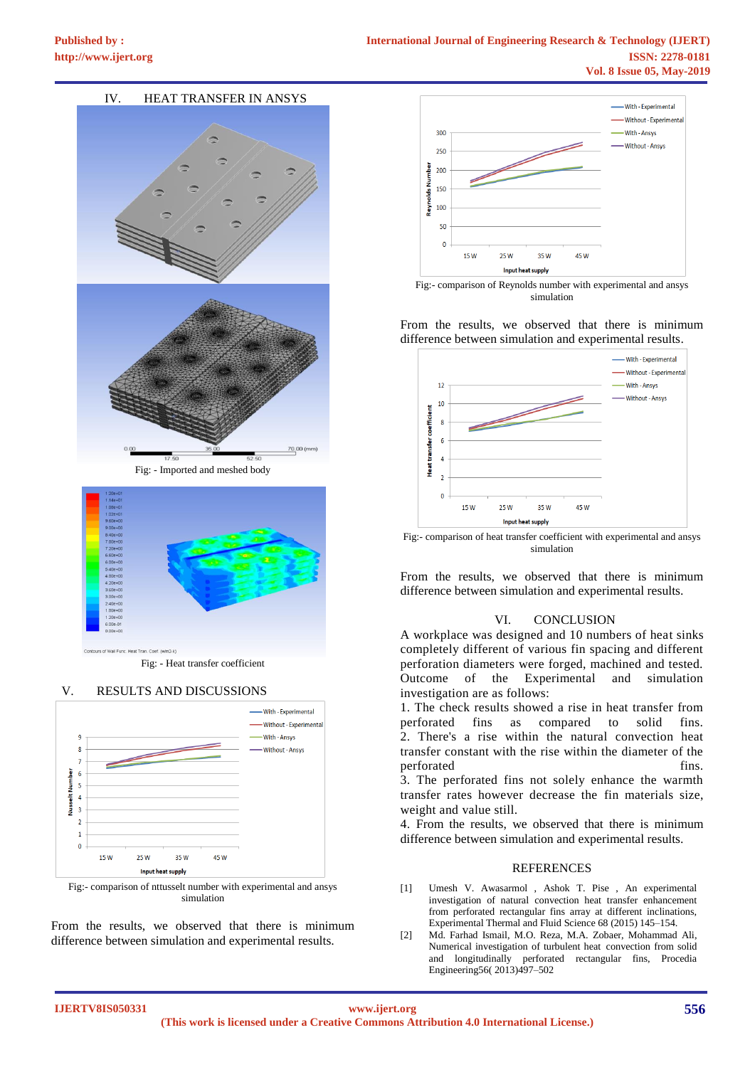## IV. HEAT TRANSFER IN ANSYS

Fig: - Imported and meshed body

Fig: - Heat transfer coefficient

## V. RESULTS AND DISCUSSIONS

Fig:- comparison of nttusselt number with experimental and ansys simulation

From the results, we observed that there is minimum difference between simulation and experimental results.

Fig:- comparison of Reynolds number with experimental and ansys simulation

From the results, we observed that there is minimum difference between simulation and experimental results.

Fig:- comparison of heat transfer coefficient with experimental and ansys simulation

From the results, we observed that there is minimum difference between simulation and experimental results.

## VI. CONCLUSION

A workplace was designed and 10 numbers of heat sinks completely different of various fin spacing and different perforation diameters were forged, machined and tested. Outcome of the Experimental and simulation investigation are as follows:

1. The check results showed a rise in heat transfer from perforated fins as compared to solid fins.
2. There's a rise within the natural convection heat transfer constant with the rise within the diameter of the perforated fins.
3. The perforated fins not solely enhance the warmth transfer rates however decrease the fin materials size, weight and value still.
4. From the results, we observed that there is minimum difference between simulation and experimental results.

## REFERENCES

[1] Umesh V. Awasarmol , Ashok T. Pise , An experimental investigation of natural convection heat transfer enhancement from perforated rectangular fins array at different inclinations, Experimental Thermal and Fluid Science 68 (2015) 145–154.

[2] Md. Farhad Ismail, M.O. Reza, M.A. Zobaer, Mohammad Ali, Numerical investigation of turbulent heat convection from solid and longitudinally perforated rectangular fins, Procedia Engineering56( 2013)497–502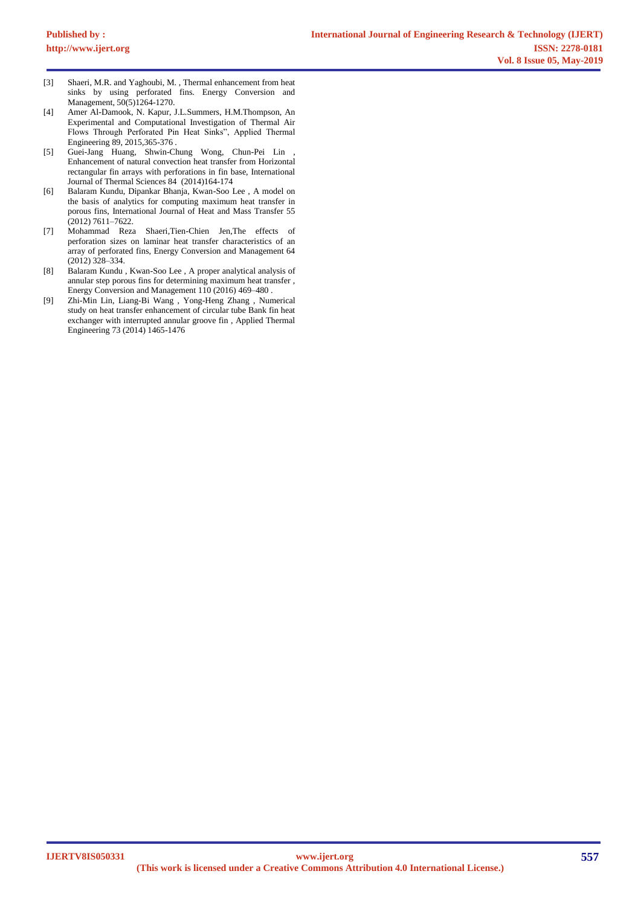[3] Shaeri, M.R. and Yaghoubi, M. , Thermal enhancement from heat sinks by using perforated fins. Energy Conversion and Management, 50(5)1264-1270.

[4] Amer Al-Damook, N. Kapur, J.L.Summers, H.M.Thompson, An Experimental and Computational Investigation of Thermal Air Flows Through Perforated Pin Heat Sinks", Applied Thermal Engineering 89, 2015,365-376 .

[5] Guei-Jang Huang, Shwin-Chung Wong, Chun-Pei Lin , Enhancement of natural convection heat transfer from Horizontal rectangular fin arrays with perforations in fin base, International Journal of Thermal Sciences 84 (2014)164-174

[6] Balaram Kundu, Dipankar Bhanja, Kwan-Soo Lee , A model on the basis of analytics for computing maximum heat transfer in porous fins, International Journal of Heat and Mass Transfer 55 (2012) 7611–7622.

[7] Mohammad Reza Shaeri,Tien-Chien Jen,The effects of perforation sizes on laminar heat transfer characteristics of an array of perforated fins, Energy Conversion and Management 64 (2012) 328–334.

[8] Balaram Kundu , Kwan-Soo Lee , A proper analytical analysis of annular step porous fins for determining maximum heat transfer , Energy Conversion and Management 110 (2016) 469–480 .

[9] Zhi-Min Lin, Liang-Bi Wang , Yong-Heng Zhang , Numerical study on heat transfer enhancement of circular tube Bank fin heat exchanger with interrupted annular groove fin , Applied Thermal Engineering 73 (2014) 1465-1476